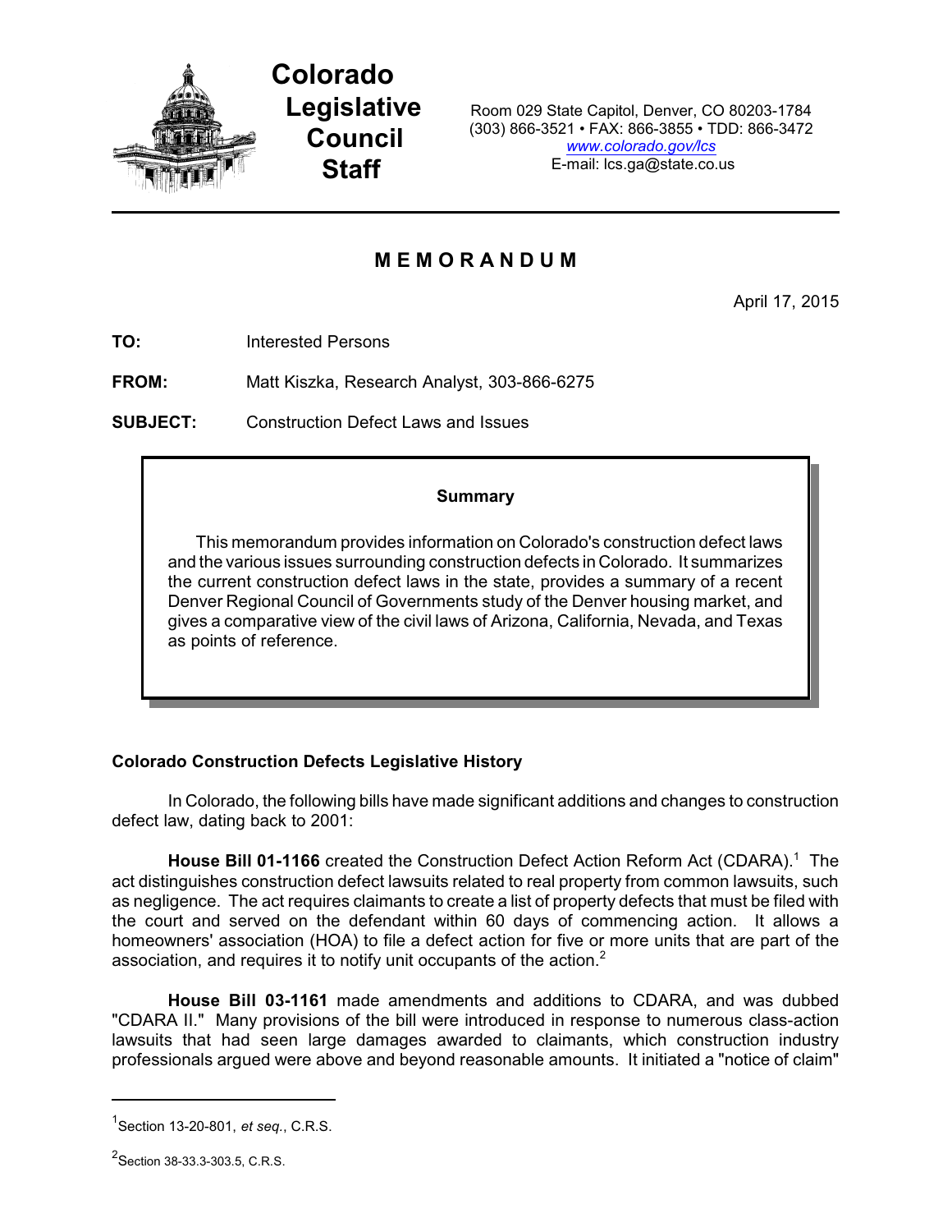# Colorado Legislative Council Staff

Room 029 State Capitol, Denver, CO 80203-1784
(303) 866-3521 • FAX: 866-3855 • TDD: 866-3472
www.colorado.gov/lcs
E-mail: lcs.ga@state.co.us

## M E M O R A N D U M

April 17, 2015

**TO:** Interested Persons

**FROM:** Matt Kiszka, Research Analyst, 303-866-6275

**SUBJECT:** Construction Defect Laws and Issues

> **Summary**
>
> This memorandum provides information on Colorado's construction defect laws and the various issues surrounding construction defects in Colorado. It summarizes the current construction defect laws in the state, provides a summary of a recent Denver Regional Council of Governments study of the Denver housing market, and gives a comparative view of the civil laws of Arizona, California, Nevada, and Texas as points of reference.

### Colorado Construction Defects Legislative History

In Colorado, the following bills have made significant additions and changes to construction defect law, dating back to 2001:

**House Bill 01-1166** created the Construction Defect Action Reform Act (CDARA).[1] The act distinguishes construction defect lawsuits related to real property from common lawsuits, such as negligence. The act requires claimants to create a list of property defects that must be filed with the court and served on the defendant within 60 days of commencing action. It allows a homeowners' association (HOA) to file a defect action for five or more units that are part of the association, and requires it to notify unit occupants of the action.[2]

**House Bill 03-1161** made amendments and additions to CDARA, and was dubbed "CDARA II." Many provisions of the bill were introduced in response to numerous class-action lawsuits that had seen large damages awarded to claimants, which construction industry professionals argued were above and beyond reasonable amounts. It initiated a "notice of claim"

---

[1] Section 13-20-801, *et seq.*, C.R.S.

[2] Section 38-33.3-303.5, C.R.S.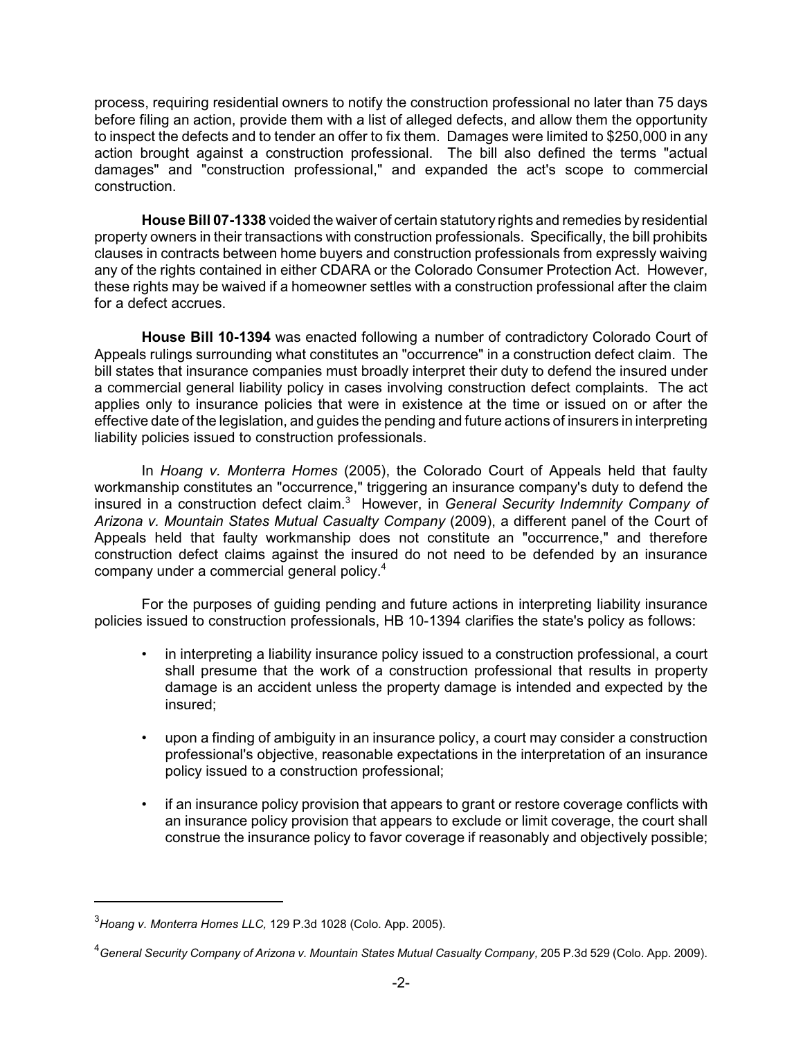process, requiring residential owners to notify the construction professional no later than 75 days before filing an action, provide them with a list of alleged defects, and allow them the opportunity to inspect the defects and to tender an offer to fix them. Damages were limited to $250,000 in any action brought against a construction professional. The bill also defined the terms "actual damages" and "construction professional," and expanded the act's scope to commercial construction.

**House Bill 07-1338** voided the waiver of certain statutory rights and remedies by residential property owners in their transactions with construction professionals. Specifically, the bill prohibits clauses in contracts between home buyers and construction professionals from expressly waiving any of the rights contained in either CDARA or the Colorado Consumer Protection Act. However, these rights may be waived if a homeowner settles with a construction professional after the claim for a defect accrues.

**House Bill 10-1394** was enacted following a number of contradictory Colorado Court of Appeals rulings surrounding what constitutes an "occurrence" in a construction defect claim. The bill states that insurance companies must broadly interpret their duty to defend the insured under a commercial general liability policy in cases involving construction defect complaints. The act applies only to insurance policies that were in existence at the time or issued on or after the effective date of the legislation, and guides the pending and future actions of insurers in interpreting liability policies issued to construction professionals.

In *Hoang v. Monterra Homes* (2005), the Colorado Court of Appeals held that faulty workmanship constitutes an "occurrence," triggering an insurance company's duty to defend the insured in a construction defect claim.[3] However, in *General Security Indemnity Company of Arizona v. Mountain States Mutual Casualty Company* (2009), a different panel of the Court of Appeals held that faulty workmanship does not constitute an "occurrence," and therefore construction defect claims against the insured do not need to be defended by an insurance company under a commercial general policy.[4]

For the purposes of guiding pending and future actions in interpreting liability insurance policies issued to construction professionals, HB 10-1394 clarifies the state's policy as follows:

- in interpreting a liability insurance policy issued to a construction professional, a court shall presume that the work of a construction professional that results in property damage is an accident unless the property damage is intended and expected by the insured;
- upon a finding of ambiguity in an insurance policy, a court may consider a construction professional's objective, reasonable expectations in the interpretation of an insurance policy issued to a construction professional;
- if an insurance policy provision that appears to grant or restore coverage conflicts with an insurance policy provision that appears to exclude or limit coverage, the court shall construe the insurance policy to favor coverage if reasonably and objectively possible;

---

[3] *Hoang v. Monterra Homes LLC,* 129 P.3d 1028 (Colo. App. 2005).

[4] *General Security Company of Arizona v. Mountain States Mutual Casualty Company,* 205 P.3d 529 (Colo. App. 2009).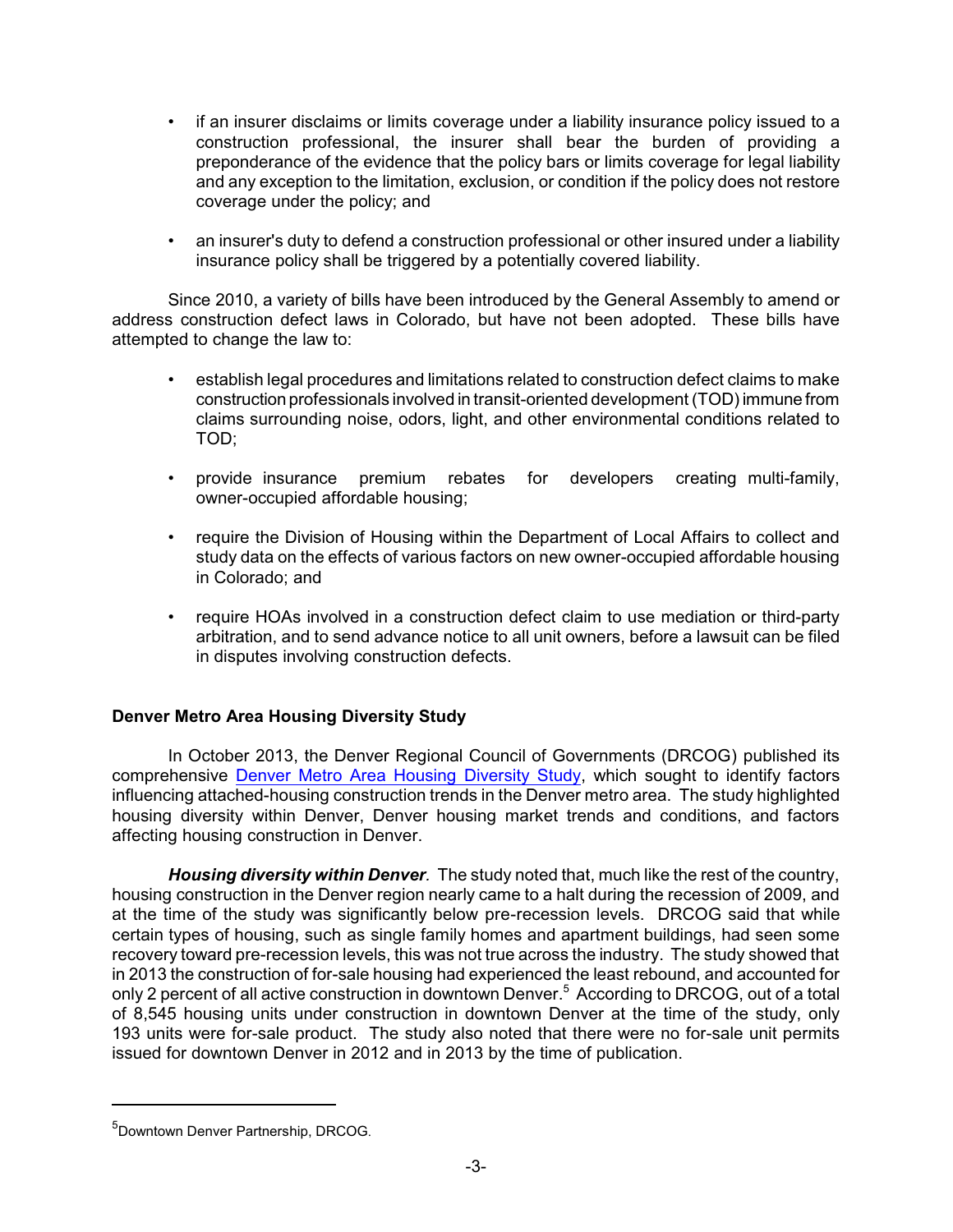- if an insurer disclaims or limits coverage under a liability insurance policy issued to a construction professional, the insurer shall bear the burden of providing a preponderance of the evidence that the policy bars or limits coverage for legal liability and any exception to the limitation, exclusion, or condition if the policy does not restore coverage under the policy; and

- an insurer's duty to defend a construction professional or other insured under a liability insurance policy shall be triggered by a potentially covered liability.

Since 2010, a variety of bills have been introduced by the General Assembly to amend or address construction defect laws in Colorado, but have not been adopted. These bills have attempted to change the law to:

- establish legal procedures and limitations related to construction defect claims to make construction professionals involved in transit-oriented development (TOD) immune from claims surrounding noise, odors, light, and other environmental conditions related to TOD;

- provide insurance premium rebates for developers creating multi-family, owner-occupied affordable housing;

- require the Division of Housing within the Department of Local Affairs to collect and study data on the effects of various factors on new owner-occupied affordable housing in Colorado; and

- require HOAs involved in a construction defect claim to use mediation or third-party arbitration, and to send advance notice to all unit owners, before a lawsuit can be filed in disputes involving construction defects.

**Denver Metro Area Housing Diversity Study**

In October 2013, the Denver Regional Council of Governments (DRCOG) published its comprehensive Denver Metro Area Housing Diversity Study, which sought to identify factors influencing attached-housing construction trends in the Denver metro area. The study highlighted housing diversity within Denver, Denver housing market trends and conditions, and factors affecting housing construction in Denver.

***Housing diversity within Denver.*** The study noted that, much like the rest of the country, housing construction in the Denver region nearly came to a halt during the recession of 2009, and at the time of the study was significantly below pre-recession levels. DRCOG said that while certain types of housing, such as single family homes and apartment buildings, had seen some recovery toward pre-recession levels, this was not true across the industry. The study showed that in 2013 the construction of for-sale housing had experienced the least rebound, and accounted for only 2 percent of all active construction in downtown Denver.[5] According to DRCOG, out of a total of 8,545 housing units under construction in downtown Denver at the time of the study, only 193 units were for-sale product. The study also noted that there were no for-sale unit permits issued for downtown Denver in 2012 and in 2013 by the time of publication.

[5] Downtown Denver Partnership, DRCOG.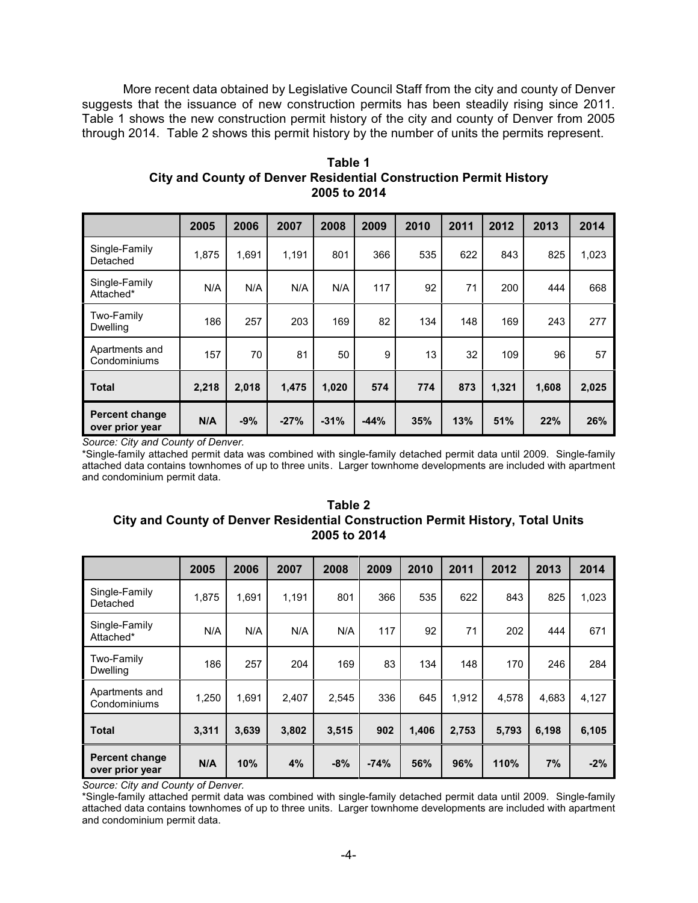More recent data obtained by Legislative Council Staff from the city and county of Denver suggests that the issuance of new construction permits has been steadily rising since 2011. Table 1 shows the new construction permit history of the city and county of Denver from 2005 through 2014. Table 2 shows this permit history by the number of units the permits represent.

**Table 1**
**City and County of Denver Residential Construction Permit History**
**2005 to 2014**

| | 2005 | 2006 | 2007 | 2008 | 2009 | 2010 | 2011 | 2012 | 2013 | 2014 |
|---|---|---|---|---|---|---|---|---|---|---|
| Single-Family Detached | 1,875 | 1,691 | 1,191 | 801 | 366 | 535 | 622 | 843 | 825 | 1,023 |
| Single-Family Attached* | N/A | N/A | N/A | N/A | 117 | 92 | 71 | 200 | 444 | 668 |
| Two-Family Dwelling | 186 | 257 | 203 | 169 | 82 | 134 | 148 | 169 | 243 | 277 |
| Apartments and Condominiums | 157 | 70 | 81 | 50 | 9 | 13 | 32 | 109 | 96 | 57 |
| **Total** | **2,218** | **2,018** | **1,475** | **1,020** | **574** | **774** | **873** | **1,321** | **1,608** | **2,025** |
| **Percent change over prior year** | **N/A** | **-9%** | **-27%** | **-31%** | **-44%** | **35%** | **13%** | **51%** | **22%** | **26%** |

*Source: City and County of Denver.*

*Single-family attached permit data was combined with single-family detached permit data until 2009. Single-family attached data contains townhomes of up to three units. Larger townhome developments are included with apartment and condominium permit data.

**Table 2**
**City and County of Denver Residential Construction Permit History, Total Units**
**2005 to 2014**

| | 2005 | 2006 | 2007 | 2008 | 2009 | 2010 | 2011 | 2012 | 2013 | 2014 |
|---|---|---|---|---|---|---|---|---|---|---|
| Single-Family Detached | 1,875 | 1,691 | 1,191 | 801 | 366 | 535 | 622 | 843 | 825 | 1,023 |
| Single-Family Attached* | N/A | N/A | N/A | N/A | 117 | 92 | 71 | 202 | 444 | 671 |
| Two-Family Dwelling | 186 | 257 | 204 | 169 | 83 | 134 | 148 | 170 | 246 | 284 |
| Apartments and Condominiums | 1,250 | 1,691 | 2,407 | 2,545 | 336 | 645 | 1,912 | 4,578 | 4,683 | 4,127 |
| **Total** | **3,311** | **3,639** | **3,802** | **3,515** | **902** | **1,406** | **2,753** | **5,793** | **6,198** | **6,105** |
| **Percent change over prior year** | **N/A** | **10%** | **4%** | **-8%** | **-74%** | **56%** | **96%** | **110%** | **7%** | **-2%** |

*Source: City and County of Denver.*

*Single-family attached permit data was combined with single-family detached permit data until 2009. Single-family attached data contains townhomes of up to three units. Larger townhome developments are included with apartment and condominium permit data.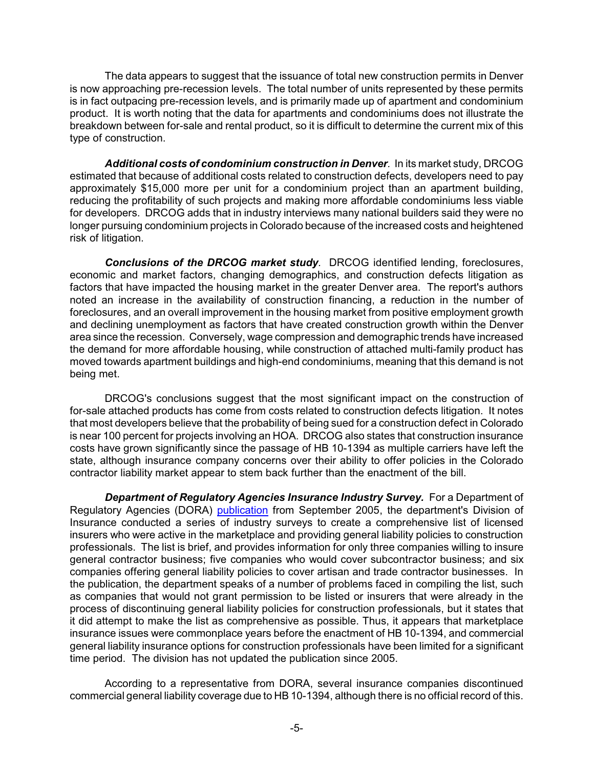The data appears to suggest that the issuance of total new construction permits in Denver is now approaching pre-recession levels. The total number of units represented by these permits is in fact outpacing pre-recession levels, and is primarily made up of apartment and condominium product. It is worth noting that the data for apartments and condominiums does not illustrate the breakdown between for-sale and rental product, so it is difficult to determine the current mix of this type of construction.

***Additional costs of condominium construction in Denver.*** In its market study, DRCOG estimated that because of additional costs related to construction defects, developers need to pay approximately $15,000 more per unit for a condominium project than an apartment building, reducing the profitability of such projects and making more affordable condominiums less viable for developers. DRCOG adds that in industry interviews many national builders said they were no longer pursuing condominium projects in Colorado because of the increased costs and heightened risk of litigation.

***Conclusions of the DRCOG market study.*** DRCOG identified lending, foreclosures, economic and market factors, changing demographics, and construction defects litigation as factors that have impacted the housing market in the greater Denver area. The report's authors noted an increase in the availability of construction financing, a reduction in the number of foreclosures, and an overall improvement in the housing market from positive employment growth and declining unemployment as factors that have created construction growth within the Denver area since the recession. Conversely, wage compression and demographic trends have increased the demand for more affordable housing, while construction of attached multi-family product has moved towards apartment buildings and high-end condominiums, meaning that this demand is not being met.

DRCOG's conclusions suggest that the most significant impact on the construction of for-sale attached products has come from costs related to construction defects litigation. It notes that most developers believe that the probability of being sued for a construction defect in Colorado is near 100 percent for projects involving an HOA. DRCOG also states that construction insurance costs have grown significantly since the passage of HB 10-1394 as multiple carriers have left the state, although insurance company concerns over their ability to offer policies in the Colorado contractor liability market appear to stem back further than the enactment of the bill.

***Department of Regulatory Agencies Insurance Industry Survey.*** For a Department of Regulatory Agencies (DORA) publication from September 2005, the department's Division of Insurance conducted a series of industry surveys to create a comprehensive list of licensed insurers who were active in the marketplace and providing general liability policies to construction professionals. The list is brief, and provides information for only three companies willing to insure general contractor business; five companies who would cover subcontractor business; and six companies offering general liability policies to cover artisan and trade contractor businesses. In the publication, the department speaks of a number of problems faced in compiling the list, such as companies that would not grant permission to be listed or insurers that were already in the process of discontinuing general liability policies for construction professionals, but it states that it did attempt to make the list as comprehensive as possible. Thus, it appears that marketplace insurance issues were commonplace years before the enactment of HB 10-1394, and commercial general liability insurance options for construction professionals have been limited for a significant time period. The division has not updated the publication since 2005.

According to a representative from DORA, several insurance companies discontinued commercial general liability coverage due to HB 10-1394, although there is no official record of this.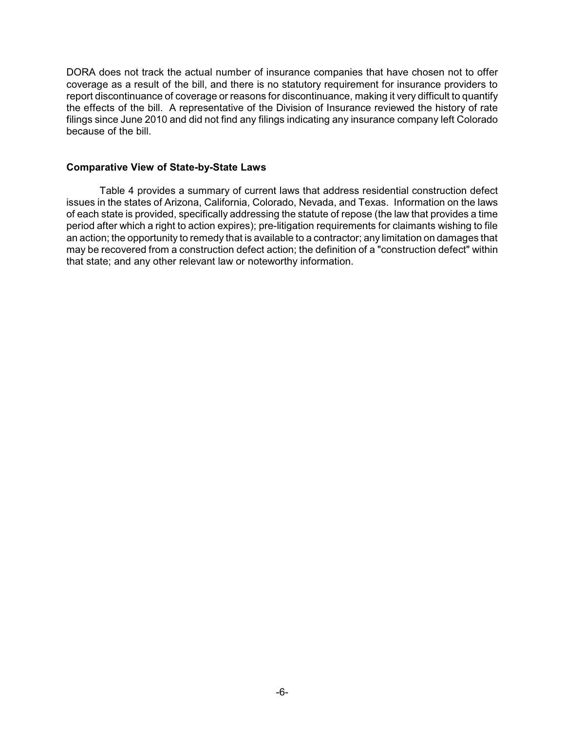DORA does not track the actual number of insurance companies that have chosen not to offer coverage as a result of the bill, and there is no statutory requirement for insurance providers to report discontinuance of coverage or reasons for discontinuance, making it very difficult to quantify the effects of the bill. A representative of the Division of Insurance reviewed the history of rate filings since June 2010 and did not find any filings indicating any insurance company left Colorado because of the bill.

### Comparative View of State-by-State Laws

Table 4 provides a summary of current laws that address residential construction defect issues in the states of Arizona, California, Colorado, Nevada, and Texas. Information on the laws of each state is provided, specifically addressing the statute of repose (the law that provides a time period after which a right to action expires); pre-litigation requirements for claimants wishing to file an action; the opportunity to remedy that is available to a contractor; any limitation on damages that may be recovered from a construction defect action; the definition of a "construction defect" within that state; and any other relevant law or noteworthy information.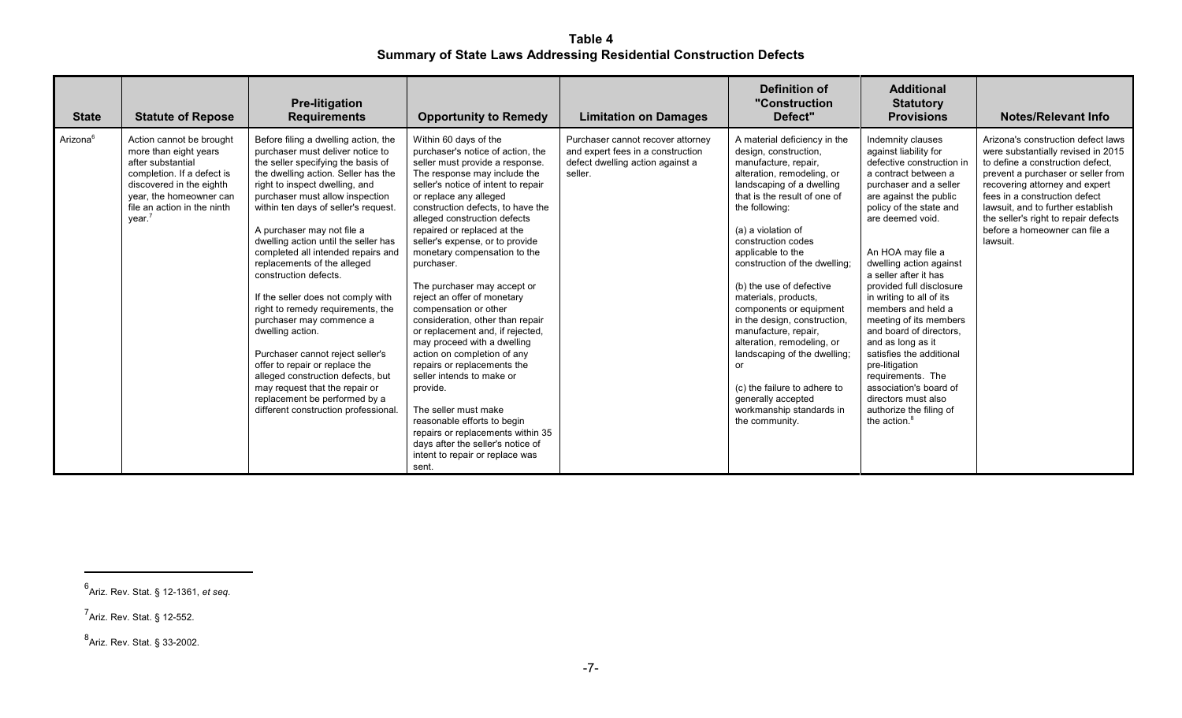**Table 4**
**Summary of State Laws Addressing Residential Construction Defects**

| State | Statute of Repose | Pre-litigation Requirements | Opportunity to Remedy | Limitation on Damages | Definition of "Construction Defect" | Additional Statutory Provisions | Notes/Relevant Info |
|---|---|---|---|---|---|---|---|
| Arizona[6] | Action cannot be brought more than eight years after substantial completion. If a defect is discovered in the eighth year, the homeowner can file an action in the ninth year.[7] | Before filing a dwelling action, the purchaser must deliver notice to the seller specifying the basis of the dwelling action. Seller has the right to inspect dwelling, and purchaser must allow inspection within ten days of seller's request.<br><br>A purchaser may not file a dwelling action until the seller has completed all intended repairs and replacements of the alleged construction defects.<br><br>If the seller does not comply with right to remedy requirements, the purchaser may commence a dwelling action.<br><br>Purchaser cannot reject seller's offer to repair or replace the alleged construction defects, but may request that the repair or replacement be performed by a different construction professional. | Within 60 days of the purchaser's notice of action, the seller must provide a response. The response may include the seller's notice of intent to repair or replace any alleged construction defects, to have the alleged construction defects repaired or replaced at the seller's expense, or to provide monetary compensation to the purchaser.<br><br>The purchaser may accept or reject an offer of monetary compensation or other consideration, other than repair or replacement and, if rejected, may proceed with a dwelling action on completion of any repairs or replacements the seller intends to make or provide.<br><br>The seller must make reasonable efforts to begin repairs or replacements within 35 days after the seller's notice of intent to repair or replace was sent. | Purchaser cannot recover attorney and expert fees in a construction defect dwelling action against a seller. | A material deficiency in the design, construction, manufacture, repair, alteration, remodeling, or landscaping of a dwelling that is the result of one of the following:<br><br>(a) a violation of construction codes applicable to the construction of the dwelling;<br><br>(b) the use of defective materials, products, components or equipment in the design, construction, manufacture, repair, alteration, remodeling, or landscaping of the dwelling; or<br><br>(c) the failure to adhere to generally accepted workmanship standards in the community. | Indemnity clauses against liability for defective construction in a contract between a purchaser and a seller are against the public policy of the state and are deemed void.<br><br>An HOA may file a dwelling action against a seller after it has provided full disclosure in writing to all of its members and held a meeting of its members and board of directors, and as long as it satisfies the additional pre-litigation requirements. The association's board of directors must also authorize the filing of the action.[8] | Arizona's construction defect laws were substantially revised in 2015 to define a construction defect, prevent a purchaser or seller from recovering attorney and expert fees in a construction defect lawsuit, and to further establish the seller's right to repair defects before a homeowner can file a lawsuit. |

[6] Ariz. Rev. Stat. § 12-1361, *et seq.*

[7] Ariz. Rev. Stat. § 12-552.

[8] Ariz. Rev. Stat. § 33-2002.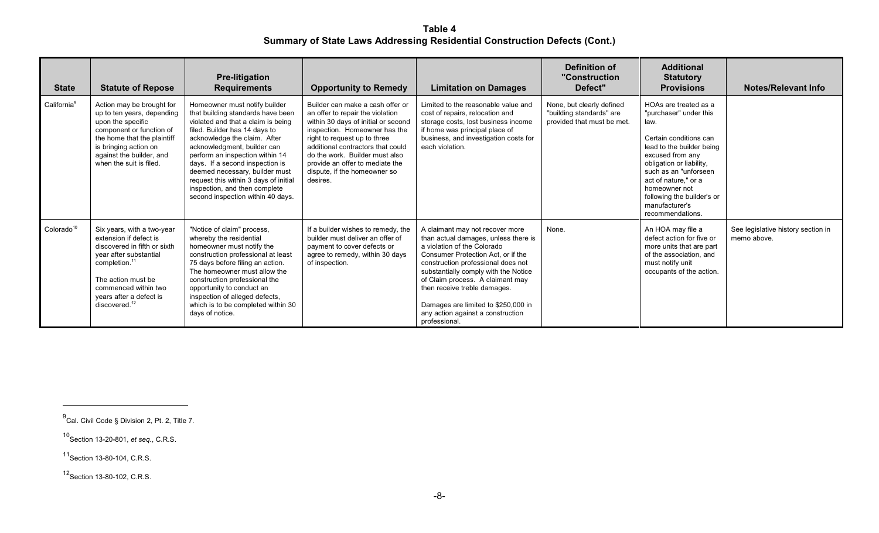**Table 4**
**Summary of State Laws Addressing Residential Construction Defects (Cont.)**

| State | Statute of Repose | Pre-litigation Requirements | Opportunity to Remedy | Limitation on Damages | Definition of "Construction Defect" | Additional Statutory Provisions | Notes/Relevant Info |
|---|---|---|---|---|---|---|---|
| California[9] | Action may be brought for up to ten years, depending upon the specific component or function of the home that the plaintiff is bringing action on against the builder, and when the suit is filed. | Homeowner must notify builder that building standards have been violated and that a claim is being filed. Builder has 14 days to acknowledge the claim. After acknowledgment, builder can perform an inspection within 14 days. If a second inspection is deemed necessary, builder must request this within 3 days of initial inspection, and then complete second inspection within 40 days. | Builder can make a cash offer or an offer to repair the violation within 30 days of initial or second inspection. Homeowner has the right to request up to three additional contractors that could do the work. Builder must also provide an offer to mediate the dispute, if the homeowner so desires. | Limited to the reasonable value and cost of repairs, relocation and storage costs, lost business income if home was principal place of business, and investigation costs for each violation. | None, but clearly defined "building standards" are provided that must be met. | HOAs are treated as a "purchaser" under this law.<br><br>Certain conditions can lead to the builder being excused from any obligation or liability, such as an "unforseen act of nature," or a homeowner not following the builder's or manufacturer's recommendations. | |
| Colorado[10] | Six years, with a two-year extension if defect is discovered in fifth or sixth year after substantial completion.[11]<br><br>The action must be commenced within two years after a defect is discovered.[12] | "Notice of claim" process, whereby the residential homeowner must notify the construction professional at least 75 days before filing an action. The homeowner must allow the construction professional the opportunity to conduct an inspection of alleged defects, which is to be completed within 30 days of notice. | If a builder wishes to remedy, the builder must deliver an offer of payment to cover defects or agree to remedy, within 30 days of inspection. | A claimant may not recover more than actual damages, unless there is a violation of the Colorado Consumer Protection Act, or if the construction professional does not substantially comply with the Notice of Claim process. A claimant may then receive treble damages.<br><br>Damages are limited to $250,000 in any action against a construction professional. | None. | An HOA may file a defect action for five or more units that are part of the association, and must notify unit occupants of the action. | See legislative history section in memo above. |

[9] Cal. Civil Code § Division 2, Pt. 2, Title 7.

[10] Section 13-20-801, *et seq.*, C.R.S.

[11] Section 13-80-104, C.R.S.

[12] Section 13-80-102, C.R.S.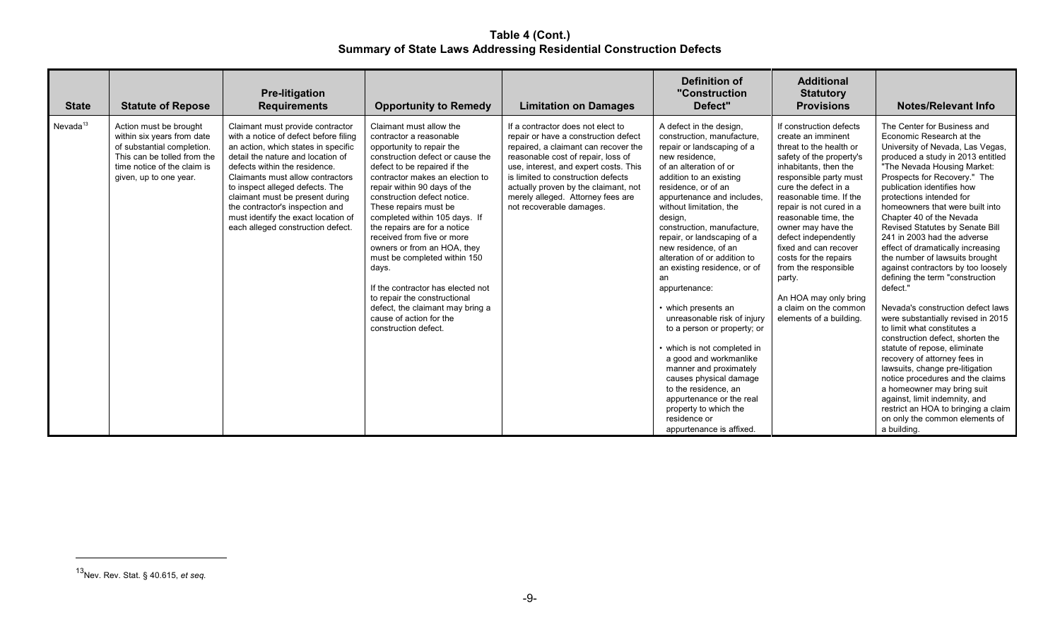**Table 4 (Cont.)**
**Summary of State Laws Addressing Residential Construction Defects**

| State | Statute of Repose | Pre-litigation Requirements | Opportunity to Remedy | Limitation on Damages | Definition of "Construction Defect" | Additional Statutory Provisions | Notes/Relevant Info |
|---|---|---|---|---|---|---|---|
| Nevada[13] | Action must be brought within six years from date of substantial completion. This can be tolled from the time notice of the claim is given, up to one year. | Claimant must provide contractor with a notice of defect before filing an action, which states in specific detail the nature and location of defects within the residence. Claimants must allow contractors to inspect alleged defects. The claimant must be present during the contractor's inspection and must identify the exact location of each alleged construction defect. | Claimant must allow the contractor a reasonable opportunity to repair the construction defect or cause the defect to be repaired if the contractor makes an election to repair within 90 days of the construction defect notice. These repairs must be completed within 105 days. If the repairs are for a notice received from five or more owners or from an HOA, they must be completed within 150 days.<br><br>If the contractor has elected not to repair the constructional defect, the claimant may bring a cause of action for the construction defect. | If a contractor does not elect to repair or have a construction defect repaired, a claimant can recover the reasonable cost of repair, loss of use, interest, and expert costs. This is limited to construction defects actually proven by the claimant, not merely alleged. Attorney fees are not recoverable damages. | A defect in the design, construction, manufacture, repair or landscaping of a new residence, of an alteration of or addition to an existing residence, or of an appurtenance and includes, without limitation, the design, construction, manufacture, repair, or landscaping of a new residence, of an alteration of or addition to an existing residence, or of an appurtenance:<br><br>• which presents an unreasonable risk of injury to a person or property; or<br><br>• which is not completed in a good and workmanlike manner and proximately causes physical damage to the residence, an appurtenance or the real property to which the residence or appurtenance is affixed. | If construction defects create an imminent threat to the health or safety of the property's inhabitants, then the responsible party must cure the defect in a reasonable time. If the repair is not cured in a reasonable time, the owner may have the defect independently fixed and can recover costs for the repairs from the responsible party.<br><br>An HOA may only bring a claim on the common elements of a building. | The Center for Business and Economic Research at the University of Nevada, Las Vegas, produced a study in 2013 entitled "The Nevada Housing Market: Prospects for Recovery." The publication identifies how protections intended for homeowners that were built into Chapter 40 of the Nevada Revised Statutes by Senate Bill 241 in 2003 had the adverse effect of dramatically increasing the number of lawsuits brought against contractors by too loosely defining the term "construction defect."<br><br>Nevada's construction defect laws were substantially revised in 2015 to limit what constitutes a construction defect, shorten the statute of repose, eliminate recovery of attorney fees in lawsuits, change pre-litigation notice procedures and the claims a homeowner may bring suit against, limit indemnity, and restrict an HOA to bringing a claim on only the common elements of a building. |

[13] Nev. Rev. Stat. § 40.615, *et seq.*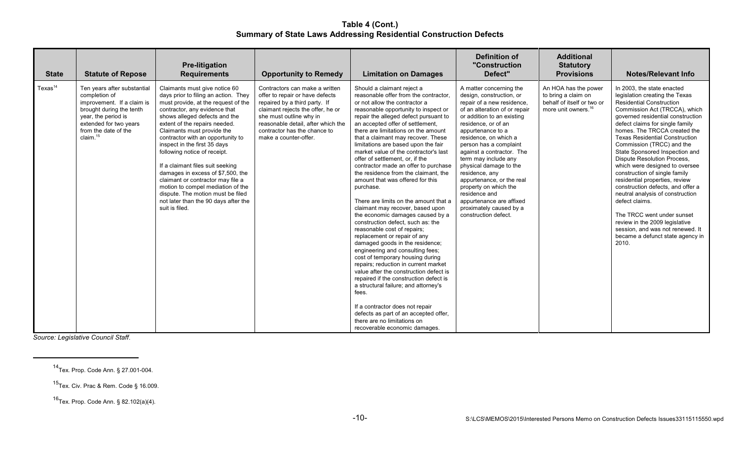**Table 4 (Cont.)**
**Summary of State Laws Addressing Residential Construction Defects**

| State | Statute of Repose | Pre-litigation Requirements | Opportunity to Remedy | Limitation on Damages | Definition of "Construction Defect" | Additional Statutory Provisions | Notes/Relevant Info |
|---|---|---|---|---|---|---|---|
| Texas[14] | Ten years after substantial completion of improvement. If a claim is brought during the tenth year, the period is extended for two years from the date of the claim.[15] | Claimants must give notice 60 days prior to filing an action. They must provide, at the request of the contractor, any evidence that shows alleged defects and the extent of the repairs needed. Claimants must provide the contractor with an opportunity to inspect in the first 35 days following notice of receipt.<br><br>If a claimant files suit seeking damages in excess of $7,500, the claimant or contractor may file a motion to compel mediation of the dispute. The motion must be filed not later than the 90 days after the suit is filed. | Contractors can make a written offer to repair or have defects repaired by a third party. If claimant rejects the offer, he or she must outline why in reasonable detail, after which the contractor has the chance to make a counter-offer. | Should a claimant reject a reasonable offer from the contractor, or not allow the contractor a reasonable opportunity to inspect or repair the alleged defect pursuant to an accepted offer of settlement, there are limitations on the amount that a claimant may recover. These limitations are based upon the fair market value of the contractor's last offer of settlement, or, if the contractor made an offer to purchase the residence from the claimant, the amount that was offered for this purchase.<br><br>There are limits on the amount that a claimant may recover, based upon the economic damages caused by a construction defect, such as: the reasonable cost of repairs; replacement or repair of any damaged goods in the residence; engineering and consulting fees; cost of temporary housing during repairs; reduction in current market value after the construction defect is repaired if the construction defect is a structural failure; and attorney's fees.<br><br>If a contractor does not repair defects as part of an accepted offer, there are no limitations on recoverable economic damages. | A matter concerning the design, construction, or repair of a new residence, of an alteration of or repair or addition to an existing residence, or of an appurtenance to a residence, on which a person has a complaint against a contractor. The term may include any physical damage to the residence, any appurtenance, or the real property on which the residence and appurtenance are affixed proximately caused by a construction defect. | An HOA has the power to bring a claim on behalf of itself or two or more unit owners.[16] | In 2003, the state enacted legislation creating the Texas Residential Construction Commission Act (TRCCA), which governed residential construction defect claims for single family homes. The TRCCA created the Texas Residential Construction Commission (TRCC) and the State Sponsored Inspection and Dispute Resolution Process, which were designed to oversee construction of single family residential properties, review construction defects, and offer a neutral analysis of construction defect claims.<br><br>The TRCC went under sunset review in the 2009 legislative session, and was not renewed. It became a defunct state agency in 2010. |

*Source: Legislative Council Staff.*

---

[14] Tex. Prop. Code Ann. § 27.001-004.

[15] Tex. Civ. Prac & Rem. Code § 16.009.

[16] Tex. Prop. Code Ann. § 82.102(a)(4).